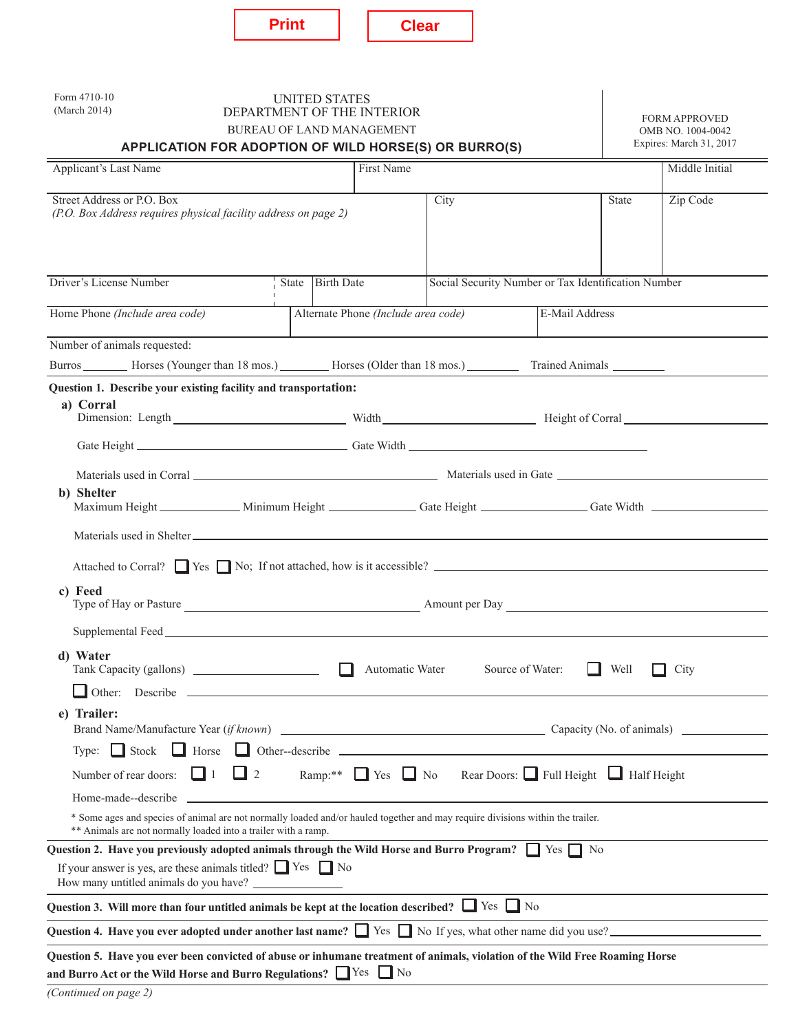Print Clear

Form 4710-10
(March 2014)

UNITED STATES
DEPARTMENT OF THE INTERIOR
BUREAU OF LAND MANAGEMENT

FORM APPROVED
OMB NO. 1004-0042
Expires: March 31, 2017

## APPLICATION FOR ADOPTION OF WILD HORSE(S) OR BURRO(S)

| Applicant's Last Name | First Name | Middle Initial |
|---|---|---|
| | | |

| Street Address or P.O. Box *(P.O. Box Address requires physical facility address on page 2)* | City | State | Zip Code |
|---|---|---|---|
| | | | |

| Driver's License Number | State | Birth Date | Social Security Number or Tax Identification Number |
|---|---|---|---|
| | | | |

| Home Phone *(Include area code)* | Alternate Phone *(Include area code)* | E-Mail Address |
|---|---|---|
| | | |

Number of animals requested:

Burros _______ Horses (Younger than 18 mos.) ________ Horses (Older than 18 mos.) ________ Trained Animals ________

**Question 1. Describe your existing facility and transportation:**

**a) Corral**

Dimension: Length ____________ Width ____________ Height of Corral ____________

Gate Height ____________ Gate Width ____________

Materials used in Corral ____________ Materials used in Gate ____________

**b) Shelter**

Maximum Height ____________ Minimum Height ____________ Gate Height ____________ Gate Width ____________

Materials used in Shelter ____________

Attached to Corral? ☐ Yes ☐ No; If not attached, how is it accessible? ____________

**c) Feed**

Type of Hay or Pasture ____________ Amount per Day ____________

Supplemental Feed ____________

**d) Water**

Tank Capacity (gallons) ____________ ☐ Automatic Water Source of Water: ☐ Well ☐ City

☐ Other: Describe ____________

**e) Trailer:**

Brand Name/Manufacture Year (*if known*) ____________ Capacity (No. of animals) ____________

Type: ☐ Stock ☐ Horse ☐ Other--describe ____________

Number of rear doors: ☐ 1 ☐ 2 Ramp:** ☐ Yes ☐ No Rear Doors: ☐ Full Height ☐ Half Height

Home-made--describe ____________

\* Some ages and species of animal are not normally loaded and/or hauled together and may require divisions within the trailer.
** Animals are not normally loaded into a trailer with a ramp.

**Question 2. Have you previously adopted animals through the Wild Horse and Burro Program?** ☐ Yes ☐ No

If your answer is yes, are these animals titled? ☐ Yes ☐ No

How many untitled animals do you have? ____________

**Question 3. Will more than four untitled animals be kept at the location described?** ☐ Yes ☐ No

**Question 4. Have you ever adopted under another last name?** ☐ Yes ☐ No If yes, what other name did you use? ____________

**Question 5. Have you ever been convicted of abuse or inhumane treatment of animals, violation of the Wild Free Roaming Horse and Burro Act or the Wild Horse and Burro Regulations?** ☐ Yes ☐ No

*(Continued on page 2)*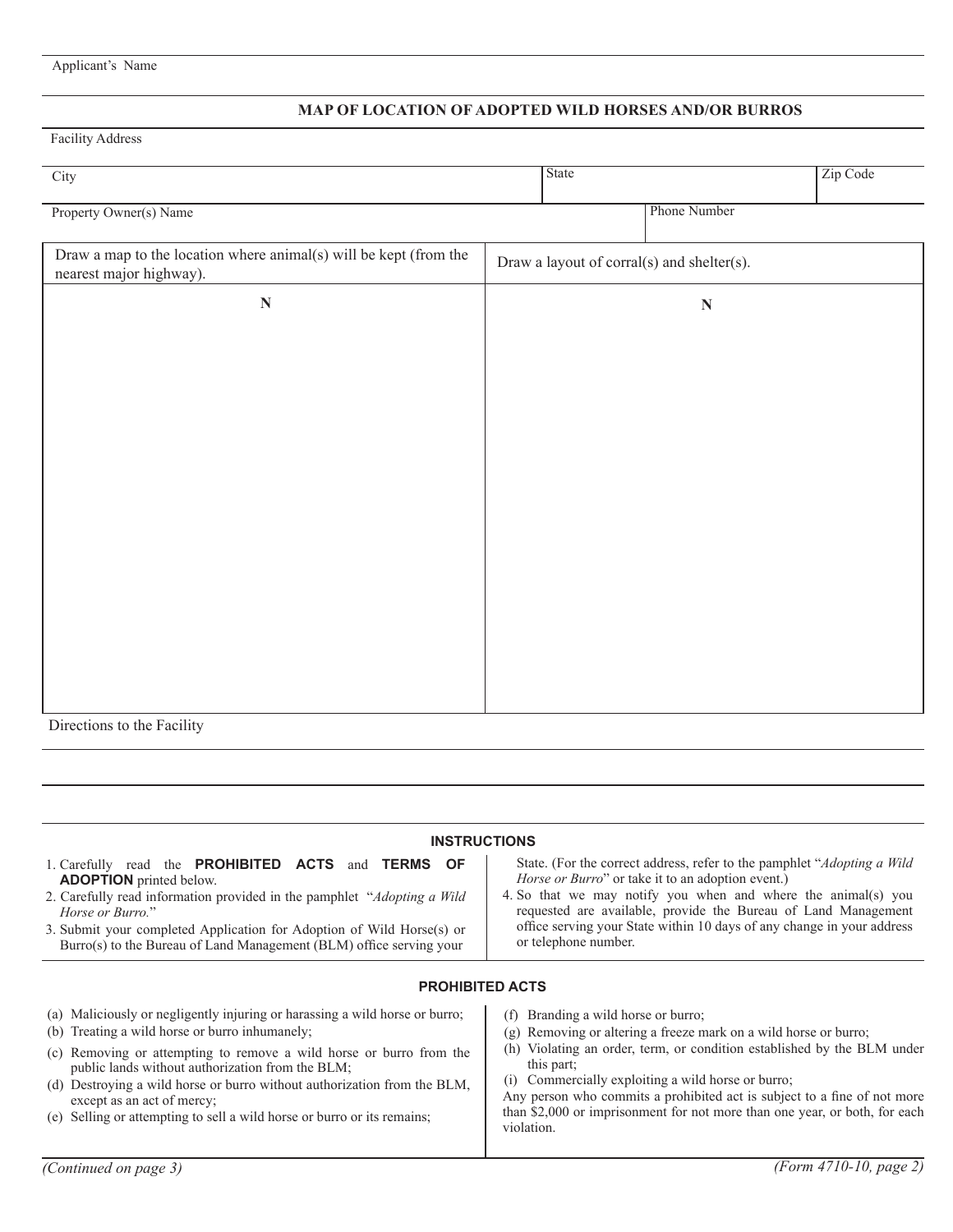Applicant's Name

## MAP OF LOCATION OF ADOPTED WILD HORSES AND/OR BURROS

Facility Address

| City | State | Zip Code |
|---|---|---|
| | | |

| Property Owner(s) Name | Phone Number |
|---|---|
| | |

| Draw a map to the location where animal(s) will be kept (from the nearest major highway). | Draw a layout of corral(s) and shelter(s). |
|---|---|
| N | N |

Directions to the Facility

### INSTRUCTIONS

1. Carefully read the **PROHIBITED ACTS** and **TERMS OF ADOPTION** printed below.
2. Carefully read information provided in the pamphlet "*Adopting a Wild Horse or Burro.*"
3. Submit your completed Application for Adoption of Wild Horse(s) or Burro(s) to the Bureau of Land Management (BLM) office serving your State. (For the correct address, refer to the pamphlet "*Adopting a Wild Horse or Burro*" or take it to an adoption event.)
4. So that we may notify you when and where the animal(s) you requested are available, provide the Bureau of Land Management office serving your State within 10 days of any change in your address or telephone number.

### PROHIBITED ACTS

(a) Maliciously or negligently injuring or harassing a wild horse or burro;
(b) Treating a wild horse or burro inhumanely;
(c) Removing or attempting to remove a wild horse or burro from the public lands without authorization from the BLM;
(d) Destroying a wild horse or burro without authorization from the BLM, except as an act of mercy;
(e) Selling or attempting to sell a wild horse or burro or its remains;
(f) Branding a wild horse or burro;
(g) Removing or altering a freeze mark on a wild horse or burro;
(h) Violating an order, term, or condition established by the BLM under this part;
(i) Commercially exploiting a wild horse or burro;

Any person who commits a prohibited act is subject to a fine of not more than $2,000 or imprisonment for not more than one year, or both, for each violation.

*(Continued on page 3)*

*(Form 4710-10, page 2)*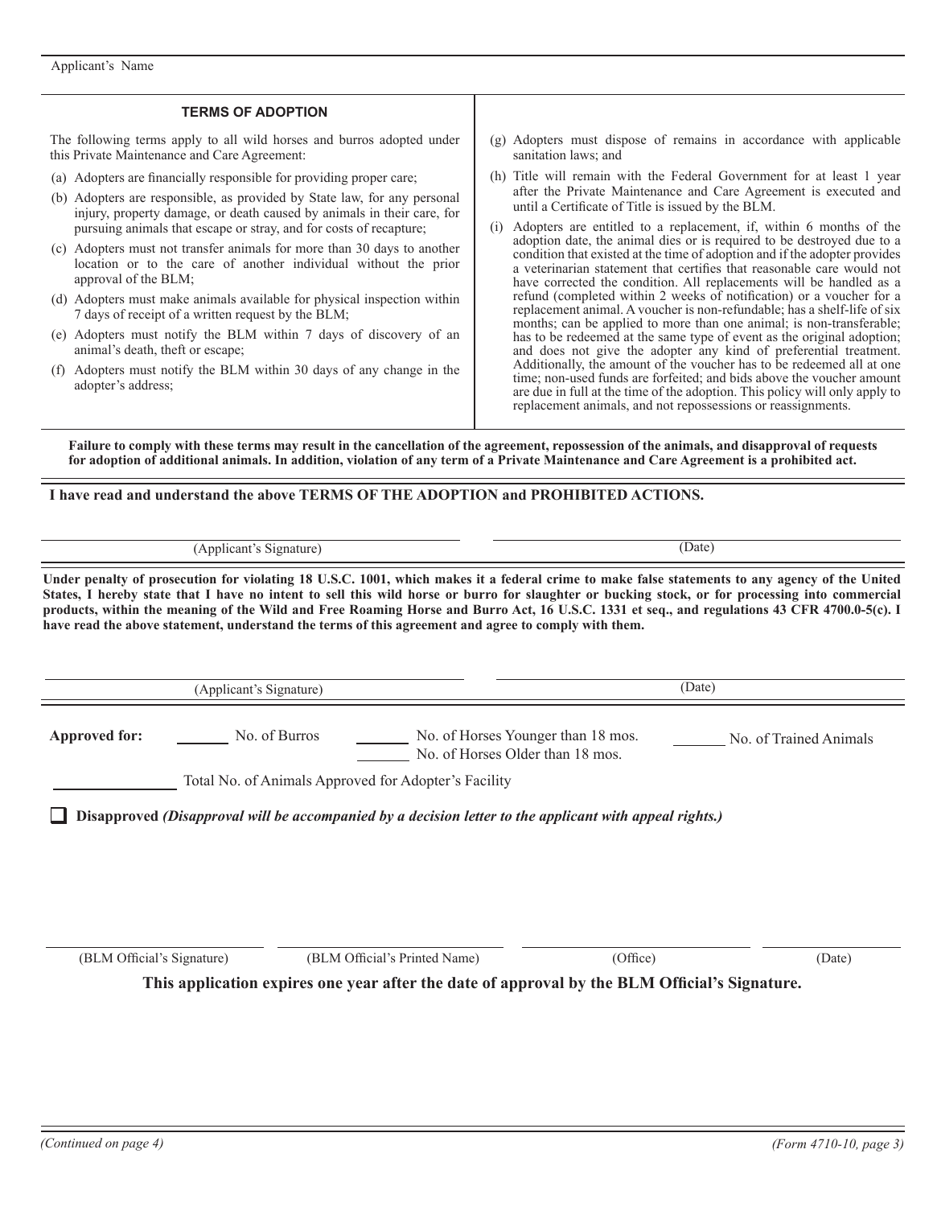Applicant's Name

### TERMS OF ADOPTION

The following terms apply to all wild horses and burros adopted under this Private Maintenance and Care Agreement:

(a) Adopters are financially responsible for providing proper care;

(b) Adopters are responsible, as provided by State law, for any personal injury, property damage, or death caused by animals in their care, for pursuing animals that escape or stray, and for costs of recapture;

(c) Adopters must not transfer animals for more than 30 days to another location or to the care of another individual without the prior approval of the BLM;

(d) Adopters must make animals available for physical inspection within 7 days of receipt of a written request by the BLM;

(e) Adopters must notify the BLM within 7 days of discovery of an animal's death, theft or escape;

(f) Adopters must notify the BLM within 30 days of any change in the adopter's address;

(g) Adopters must dispose of remains in accordance with applicable sanitation laws; and

(h) Title will remain with the Federal Government for at least 1 year after the Private Maintenance and Care Agreement is executed and until a Certificate of Title is issued by the BLM.

(i) Adopters are entitled to a replacement, if, within 6 months of the adoption date, the animal dies or is required to be destroyed due to a condition that existed at the time of adoption and if the adopter provides a veterinarian statement that certifies that reasonable care would not have corrected the condition. All replacements will be handled as a refund (completed within 2 weeks of notification) or a voucher for a replacement animal. A voucher is non-refundable; has a shelf-life of six months; can be applied to more than one animal; is non-transferable; has to be redeemed at the same type of event as the original adoption; and does not give the adopter any kind of preferential treatment. Additionally, the amount of the voucher has to be redeemed all at one time; non-used funds are forfeited; and bids above the voucher amount are due in full at the time of the adoption. This policy will only apply to replacement animals, and not repossessions or reassignments.

**Failure to comply with these terms may result in the cancellation of the agreement, repossession of the animals, and disapproval of requests for adoption of additional animals. In addition, violation of any term of a Private Maintenance and Care Agreement is a prohibited act.**

**I have read and understand the above TERMS OF THE ADOPTION and PROHIBITED ACTIONS.**

(Applicant's Signature) (Date)

**Under penalty of prosecution for violating 18 U.S.C. 1001, which makes it a federal crime to make false statements to any agency of the United States, I hereby state that I have no intent to sell this wild horse or burro for slaughter or bucking stock, or for processing into commercial products, within the meaning of the Wild and Free Roaming Horse and Burro Act, 16 U.S.C. 1331 et seq., and regulations 43 CFR 4700.0-5(c). I have read the above statement, understand the terms of this agreement and agree to comply with them.**

(Applicant's Signature) (Date)

**Approved for:** ______ No. of Burros ______ No. of Horses Younger than 18 mos. ______ No. of Horses Older than 18 mos. ______ No. of Trained Animals

______ Total No. of Animals Approved for Adopter's Facility

☐ **Disapproved *(Disapproval will be accompanied by a decision letter to the applicant with appeal rights.)***

(BLM Official's Signature) (BLM Official's Printed Name) (Office) (Date)

**This application expires one year after the date of approval by the BLM Official's Signature.**

*(Continued on page 4)* *(Form 4710-10, page 3)*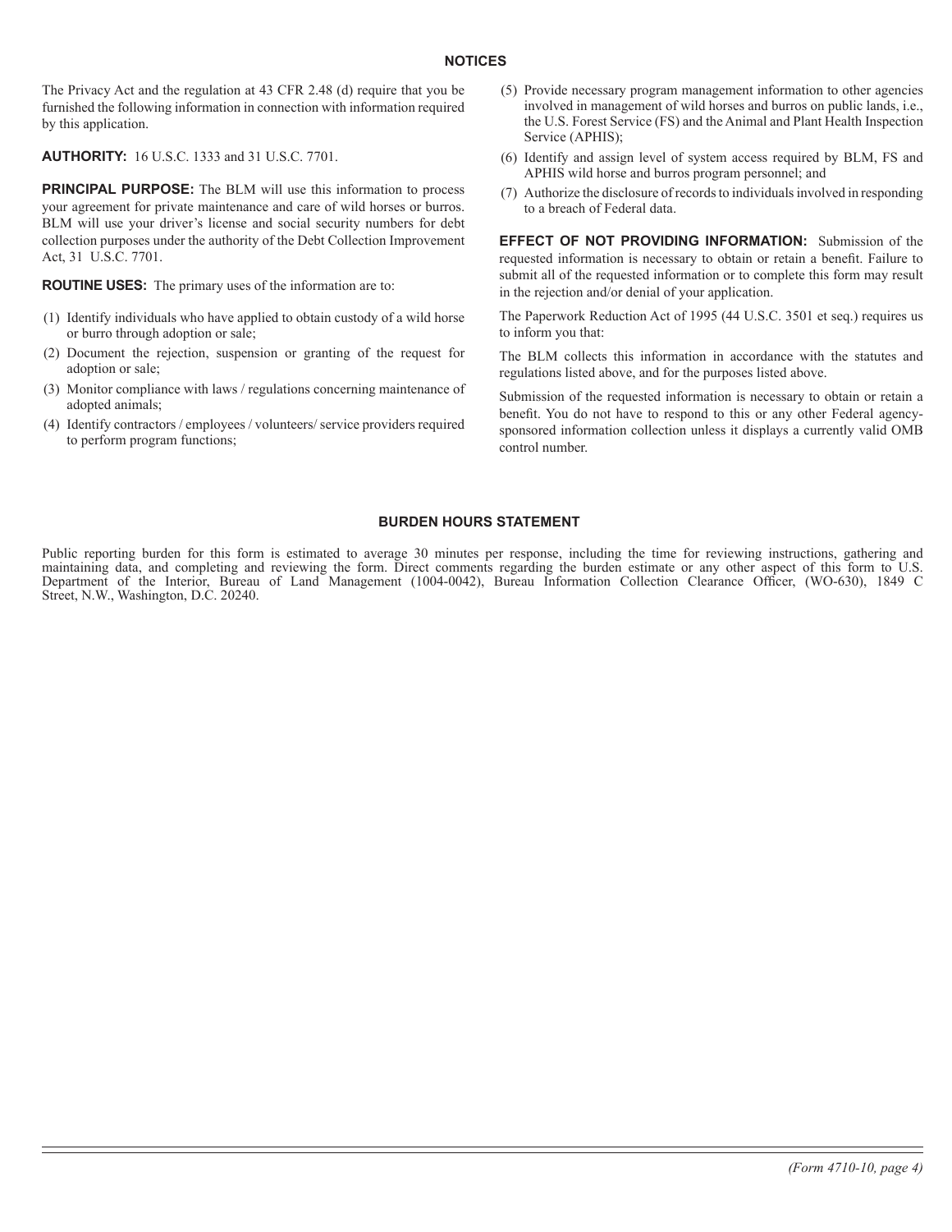## NOTICES

The Privacy Act and the regulation at 43 CFR 2.48 (d) require that you be furnished the following information in connection with information required by this application.

**AUTHORITY:** 16 U.S.C. 1333 and 31 U.S.C. 7701.

**PRINCIPAL PURPOSE:** The BLM will use this information to process your agreement for private maintenance and care of wild horses or burros. BLM will use your driver's license and social security numbers for debt collection purposes under the authority of the Debt Collection Improvement Act, 31 U.S.C. 7701.

**ROUTINE USES:** The primary uses of the information are to:

(1) Identify individuals who have applied to obtain custody of a wild horse or burro through adoption or sale;

(2) Document the rejection, suspension or granting of the request for adoption or sale;

(3) Monitor compliance with laws / regulations concerning maintenance of adopted animals;

(4) Identify contractors / employees / volunteers/ service providers required to perform program functions;

(5) Provide necessary program management information to other agencies involved in management of wild horses and burros on public lands, i.e., the U.S. Forest Service (FS) and the Animal and Plant Health Inspection Service (APHIS);

(6) Identify and assign level of system access required by BLM, FS and APHIS wild horse and burros program personnel; and

(7) Authorize the disclosure of records to individuals involved in responding to a breach of Federal data.

**EFFECT OF NOT PROVIDING INFORMATION:** Submission of the requested information is necessary to obtain or retain a benefit. Failure to submit all of the requested information or to complete this form may result in the rejection and/or denial of your application.

The Paperwork Reduction Act of 1995 (44 U.S.C. 3501 et seq.) requires us to inform you that:

The BLM collects this information in accordance with the statutes and regulations listed above, and for the purposes listed above.

Submission of the requested information is necessary to obtain or retain a benefit. You do not have to respond to this or any other Federal agency-sponsored information collection unless it displays a currently valid OMB control number.

## BURDEN HOURS STATEMENT

Public reporting burden for this form is estimated to average 30 minutes per response, including the time for reviewing instructions, gathering and maintaining data, and completing and reviewing the form. Direct comments regarding the burden estimate or any other aspect of this form to U.S. Department of the Interior, Bureau of Land Management (1004-0042), Bureau Information Collection Clearance Officer, (WO-630), 1849 C Street, N.W., Washington, D.C. 20240.

*(Form 4710-10, page 4)*